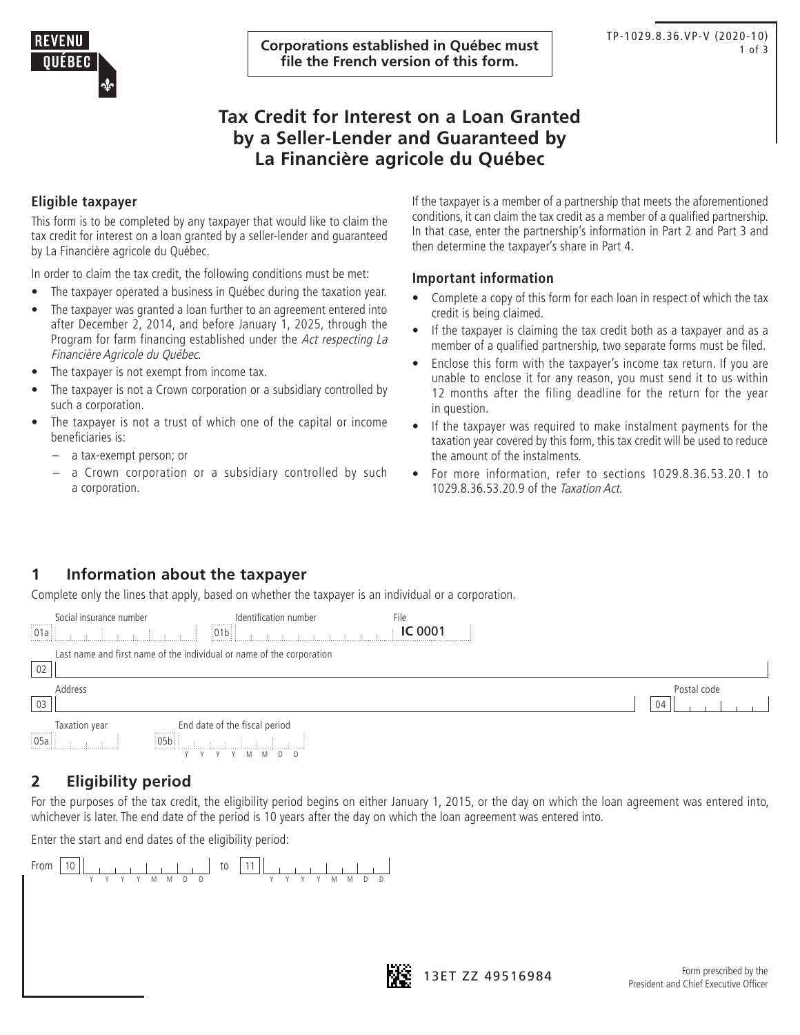**Corporations established in Québec must file the French version of this form.**

TP-1029.8.36.VP-V (2020-10)

# Tax Credit for Interest on a Loan Granted by a Seller-Lender and Guaranteed by La Financière agricole du Québec

### Eligible taxpayer

This form is to be completed by any taxpayer that would like to claim the tax credit for interest on a loan granted by a seller-lender and guaranteed by La Financière agricole du Québec.

In order to claim the tax credit, the following conditions must be met:

- The taxpayer operated a business in Québec during the taxation year.
- The taxpayer was granted a loan further to an agreement entered into after December 2, 2014, and before January 1, 2025, through the Program for farm financing established under the *Act respecting La Financière Agricole du Québec*.
- The taxpayer is not exempt from income tax.
- The taxpayer is not a Crown corporation or a subsidiary controlled by such a corporation.
- The taxpayer is not a trust of which one of the capital or income beneficiaries is:
  - a tax-exempt person; or
  - a Crown corporation or a subsidiary controlled by such a corporation.

If the taxpayer is a member of a partnership that meets the aforementioned conditions, it can claim the tax credit as a member of a qualified partnership. In that case, enter the partnership's information in Part 2 and Part 3 and then determine the taxpayer's share in Part 4.

### Important information

- Complete a copy of this form for each loan in respect of which the tax credit is being claimed.
- If the taxpayer is claiming the tax credit both as a taxpayer and as a member of a qualified partnership, two separate forms must be filed.
- Enclose this form with the taxpayer's income tax return. If you are unable to enclose it for any reason, you must send it to us within 12 months after the filing deadline for the return for the year in question.
- If the taxpayer was required to make instalment payments for the taxation year covered by this form, this tax credit will be used to reduce the amount of the instalments.
- For more information, refer to sections 1029.8.36.53.20.1 to 1029.8.36.53.20.9 of the *Taxation Act*.

## 1 Information about the taxpayer

Complete only the lines that apply, based on whether the taxpayer is an individual or a corporation.

01a Social insurance number

01b Identification number

File **IC 0001**

02 Last name and first name of the individual or name of the corporation

03 Address

04 Postal code

05a Taxation year

05b End date of the fiscal period (YYYYMMDD)

## 2 Eligibility period

For the purposes of the tax credit, the eligibility period begins on either January 1, 2015, or the day on which the loan agreement was entered into, whichever is later. The end date of the period is 10 years after the day on which the loan agreement was entered into.

Enter the start and end dates of the eligibility period:

From 10 (YYYYMMDD) to 11 (YYYYMMDD)

13ET ZZ 49516984

Form prescribed by the President and Chief Executive Officer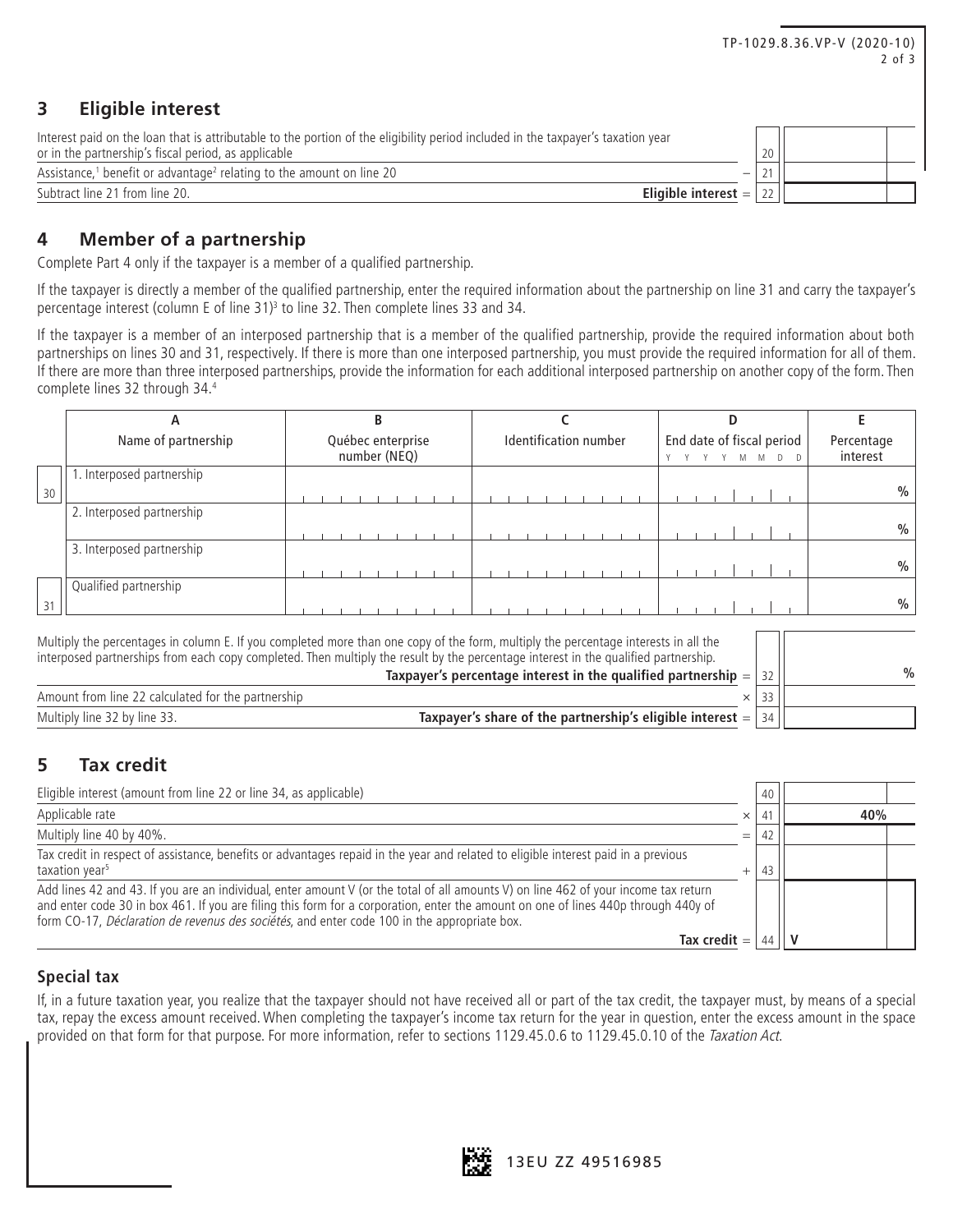## 3 Eligible interest

| | | | |
|---|---|---|---|
| Interest paid on the loan that is attributable to the portion of the eligibility period included in the taxpayer's taxation year or in the partnership's fiscal period, as applicable | | 20 | |
| Assistance,[1] benefit or advantage[2] relating to the amount on line 20 | − | 21 | |
| Subtract line 21 from line 20. **Eligible interest** | = | 22 | |

## 4 Member of a partnership

Complete Part 4 only if the taxpayer is a member of a qualified partnership.

If the taxpayer is directly a member of the qualified partnership, enter the required information about the partnership on line 31 and carry the taxpayer's percentage interest (column E of line 31)[3] to line 32. Then complete lines 33 and 34.

If the taxpayer is a member of an interposed partnership that is a member of the qualified partnership, provide the required information about both partnerships on lines 30 and 31, respectively. If there is more than one interposed partnership, you must provide the required information for all of them. If there are more than three interposed partnerships, provide the information for each additional interposed partnership on another copy of the form. Then complete lines 32 through 34.[4]

| | A | B | C | D | E |
|---|---|---|---|---|---|
| | Name of partnership | Québec enterprise number (NEQ) | Identification number | End date of fiscal period (YYYYMMDD) | Percentage interest |
| 30 | 1. Interposed partnership | | | | % |
| | 2. Interposed partnership | | | | % |
| | 3. Interposed partnership | | | | % |
| 31 | Qualified partnership | | | | % |

| | | | |
|---|---|---|---|
| Multiply the percentages in column E. If you completed more than one copy of the form, multiply the percentage interests in all the interposed partnerships from each copy completed. Then multiply the result by the percentage interest in the qualified partnership. **Taxpayer's percentage interest in the qualified partnership** | = | 32 | % |
| Amount from line 22 calculated for the partnership | × | 33 | |
| Multiply line 32 by line 33. **Taxpayer's share of the partnership's eligible interest** | = | 34 | |

## 5 Tax credit

| | | | |
|---|---|---|---|
| Eligible interest (amount from line 22 or line 34, as applicable) | | 40 | |
| Applicable rate | × | 41 | 40% |
| Multiply line 40 by 40%. | = | 42 | |
| Tax credit in respect of assistance, benefits or advantages repaid in the year and related to eligible interest paid in a previous taxation year[5] | + | 43 | |
| Add lines 42 and 43. If you are an individual, enter amount V (or the total of all amounts V) on line 462 of your income tax return and enter code 30 in box 461. If you are filing this form for a corporation, enter the amount on one of lines 440p through 440y of form CO-17, *Déclaration de revenus des sociétés*, and enter code 100 in the appropriate box. **Tax credit** | = | 44 | V |

### Special tax

If, in a future taxation year, you realize that the taxpayer should not have received all or part of the tax credit, the taxpayer must, by means of a special tax, repay the excess amount received. When completing the taxpayer's income tax return for the year in question, enter the excess amount in the space provided on that form for that purpose. For more information, refer to sections 1129.45.0.6 to 1129.45.0.10 of the *Taxation Act*.

13EU ZZ 49516985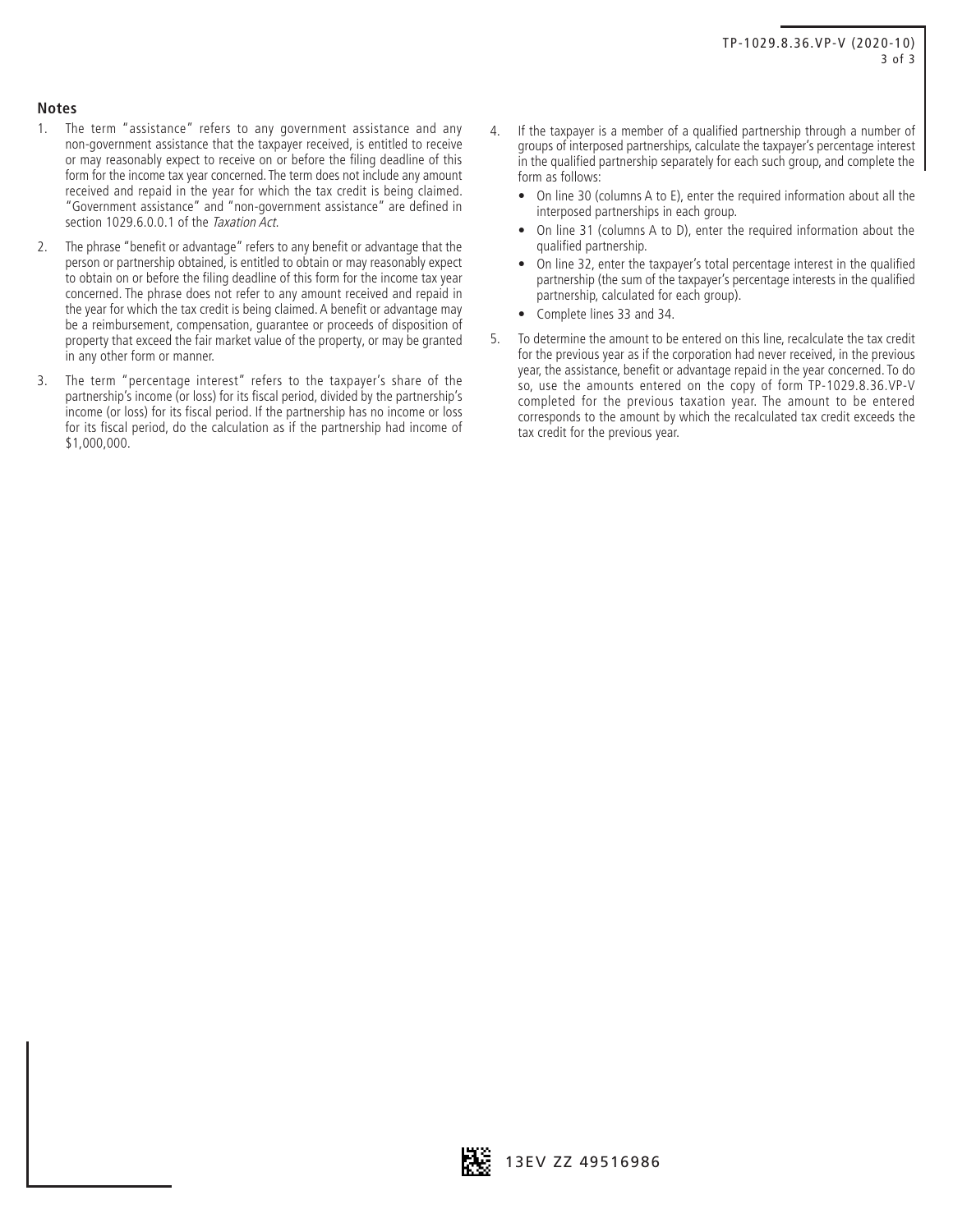## Notes

1. The term "assistance" refers to any government assistance and any non-government assistance that the taxpayer received, is entitled to receive or may reasonably expect to receive on or before the filing deadline of this form for the income tax year concerned. The term does not include any amount received and repaid in the year for which the tax credit is being claimed. "Government assistance" and "non-government assistance" are defined in section 1029.6.0.0.1 of the *Taxation Act*.
2. The phrase "benefit or advantage" refers to any benefit or advantage that the person or partnership obtained, is entitled to obtain or may reasonably expect to obtain on or before the filing deadline of this form for the income tax year concerned. The phrase does not refer to any amount received and repaid in the year for which the tax credit is being claimed. A benefit or advantage may be a reimbursement, compensation, guarantee or proceeds of disposition of property that exceed the fair market value of the property, or may be granted in any other form or manner.
3. The term "percentage interest" refers to the taxpayer's share of the partnership's income (or loss) for its fiscal period, divided by the partnership's income (or loss) for its fiscal period. If the partnership has no income or loss for its fiscal period, do the calculation as if the partnership had income of $1,000,000.
4. If the taxpayer is a member of a qualified partnership through a number of groups of interposed partnerships, calculate the taxpayer's percentage interest in the qualified partnership separately for each such group, and complete the form as follows:
   - On line 30 (columns A to E), enter the required information about all the interposed partnerships in each group.
   - On line 31 (columns A to D), enter the required information about the qualified partnership.
   - On line 32, enter the taxpayer's total percentage interest in the qualified partnership (the sum of the taxpayer's percentage interests in the qualified partnership, calculated for each group).
   - Complete lines 33 and 34.
5. To determine the amount to be entered on this line, recalculate the tax credit for the previous year as if the corporation had never received, in the previous year, the assistance, benefit or advantage repaid in the year concerned. To do so, use the amounts entered on the copy of form TP-1029.8.36.VP-V completed for the previous taxation year. The amount to be entered corresponds to the amount by which the recalculated tax credit exceeds the tax credit for the previous year.

13EV ZZ 49516986